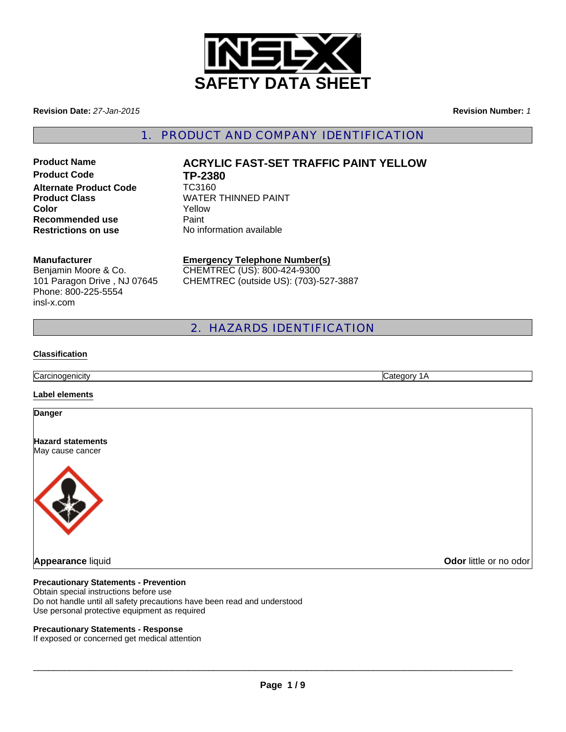# SAFETY DATA SHEET

**Revision Date:** *27-Jan-2015*

**Revision Number:** *1*

## 1. PRODUCT AND COMPANY IDENTIFICATION

**Product Name** **ACRYLIC FAST-SET TRAFFIC PAINT YELLOW**
**Product Code** **TP-2380**
**Alternate Product Code** TC3160
**Product Class** WATER THINNED PAINT
**Color** Yellow
**Recommended use** Paint
**Restrictions on use** No information available

**Manufacturer**
Benjamin Moore & Co.
101 Paragon Drive , NJ 07645
Phone: 800-225-5554
insl-x.com

**Emergency Telephone Number(s)**
CHEMTREC (US): 800-424-9300
CHEMTREC (outside US): (703)-527-3887

## 2. HAZARDS IDENTIFICATION

**Classification**

| Carcinogenicity | Category 1A |
|---|---|

**Label elements**

**Danger**

**Hazard statements**
May cause cancer

**Appearance** liquid

**Odor** little or no odor

**Precautionary Statements - Prevention**
Obtain special instructions before use
Do not handle until all safety precautions have been read and understood
Use personal protective equipment as required

**Precautionary Statements - Response**
If exposed or concerned get medical attention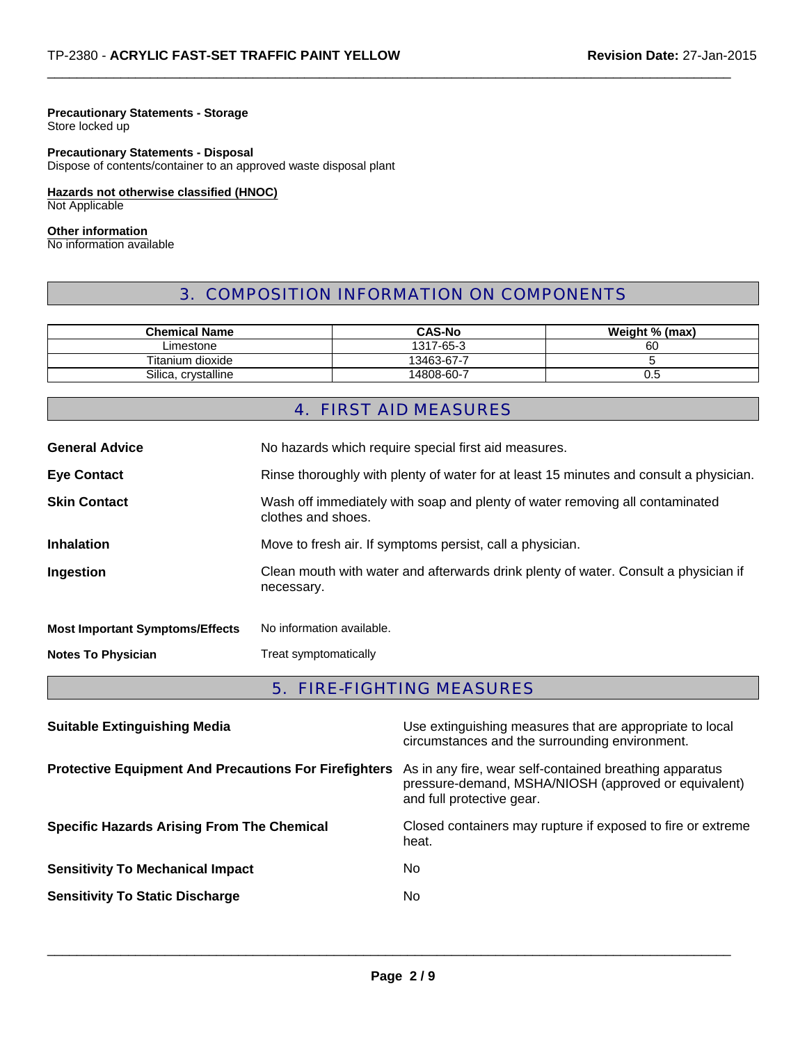**Precautionary Statements - Storage**
Store locked up

**Precautionary Statements - Disposal**
Dispose of contents/container to an approved waste disposal plant

**Hazards not otherwise classified (HNOC)**
Not Applicable

**Other information**
No information available

## 3. COMPOSITION INFORMATION ON COMPONENTS

| Chemical Name | CAS-No | Weight % (max) |
|---|---|---|
| Limestone | 1317-65-3 | 60 |
| Titanium dioxide | 13463-67-7 | 5 |
| Silica, crystalline | 14808-60-7 | 0.5 |

## 4. FIRST AID MEASURES

**General Advice** No hazards which require special first aid measures.

**Eye Contact** Rinse thoroughly with plenty of water for at least 15 minutes and consult a physician.

**Skin Contact** Wash off immediately with soap and plenty of water removing all contaminated clothes and shoes.

**Inhalation** Move to fresh air. If symptoms persist, call a physician.

**Ingestion** Clean mouth with water and afterwards drink plenty of water. Consult a physician if necessary.

**Most Important Symptoms/Effects** No information available.

**Notes To Physician** Treat symptomatically

## 5. FIRE-FIGHTING MEASURES

**Suitable Extinguishing Media** Use extinguishing measures that are appropriate to local circumstances and the surrounding environment.

**Protective Equipment And Precautions For Firefighters** As in any fire, wear self-contained breathing apparatus pressure-demand, MSHA/NIOSH (approved or equivalent) and full protective gear.

**Specific Hazards Arising From The Chemical** Closed containers may rupture if exposed to fire or extreme heat.

**Sensitivity To Mechanical Impact** No

**Sensitivity To Static Discharge** No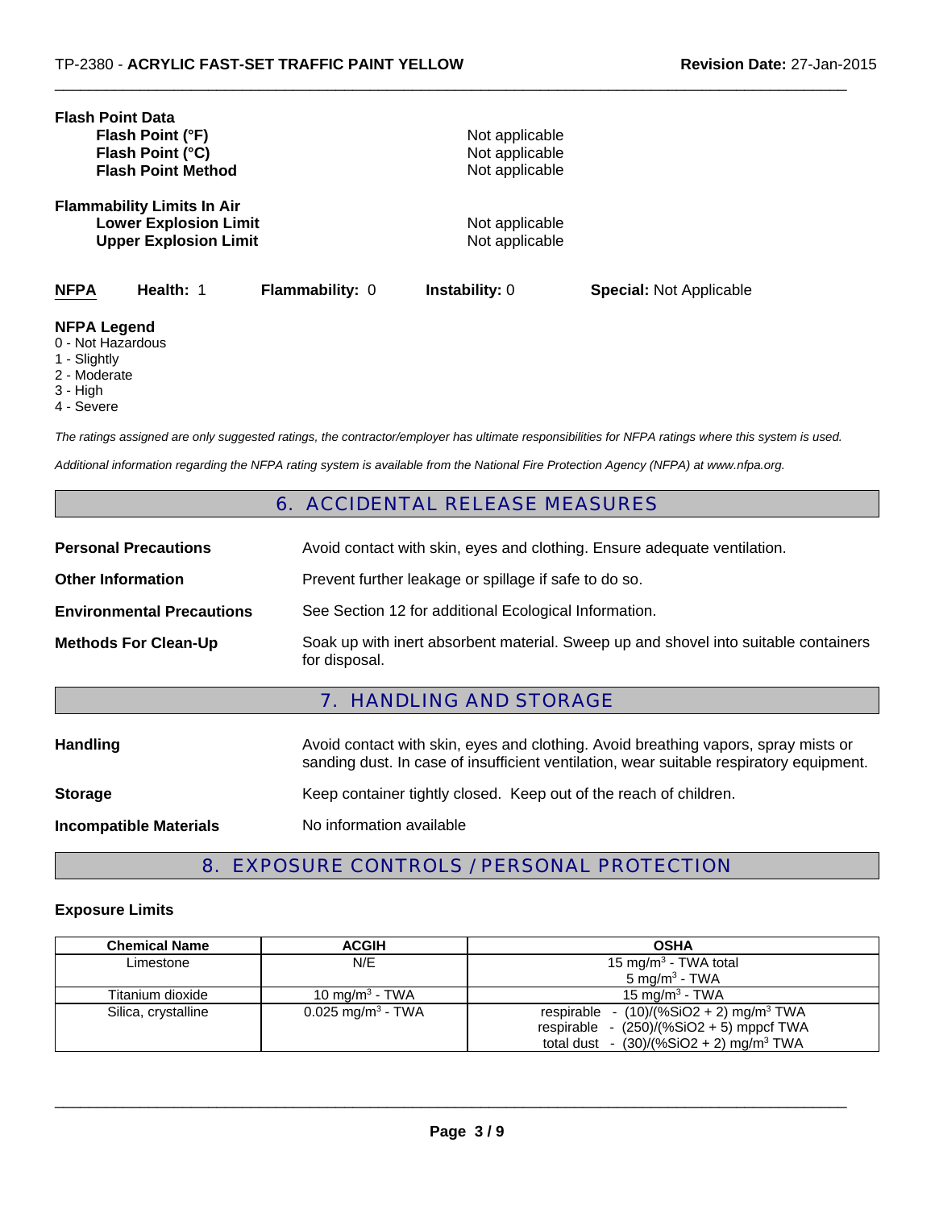**Flash Point Data**

| | |
|---|---|
| **Flash Point (°F)** | Not applicable |
| **Flash Point (°C)** | Not applicable |
| **Flash Point Method** | Not applicable |

**Flammability Limits In Air**

| | |
|---|---|
| **Lower Explosion Limit** | Not applicable |
| **Upper Explosion Limit** | Not applicable |

**NFPA** **Health:** 1 **Flammability:** 0 **Instability:** 0 **Special:** Not Applicable

**NFPA Legend**

0 - Not Hazardous
1 - Slightly
2 - Moderate
3 - High
4 - Severe

*The ratings assigned are only suggested ratings, the contractor/employer has ultimate responsibilities for NFPA ratings where this system is used.*

*Additional information regarding the NFPA rating system is available from the National Fire Protection Agency (NFPA) at www.nfpa.org.*

## 6. ACCIDENTAL RELEASE MEASURES

| | |
|---|---|
| **Personal Precautions** | Avoid contact with skin, eyes and clothing. Ensure adequate ventilation. |
| **Other Information** | Prevent further leakage or spillage if safe to do so. |
| **Environmental Precautions** | See Section 12 for additional Ecological Information. |
| **Methods For Clean-Up** | Soak up with inert absorbent material. Sweep up and shovel into suitable containers for disposal. |

## 7. HANDLING AND STORAGE

| | |
|---|---|
| **Handling** | Avoid contact with skin, eyes and clothing. Avoid breathing vapors, spray mists or sanding dust. In case of insufficient ventilation, wear suitable respiratory equipment. |
| **Storage** | Keep container tightly closed. Keep out of the reach of children. |
| **Incompatible Materials** | No information available |

## 8. EXPOSURE CONTROLS / PERSONAL PROTECTION

### Exposure Limits

| Chemical Name | ACGIH | OSHA |
|---|---|---|
| Limestone | N/E | 15 mg/m$^3$ - TWA total<br>5 mg/m$^3$ - TWA |
| Titanium dioxide | 10 mg/m$^3$ - TWA | 15 mg/m$^3$ - TWA |
| Silica, crystalline | 0.025 mg/m$^3$ - TWA | respirable - (10)/(%SiO2 + 2) mg/m$^3$ TWA<br>respirable - (250)/(%SiO2 + 5) mppcf TWA<br>total dust - (30)/(%SiO2 + 2) mg/m$^3$ TWA |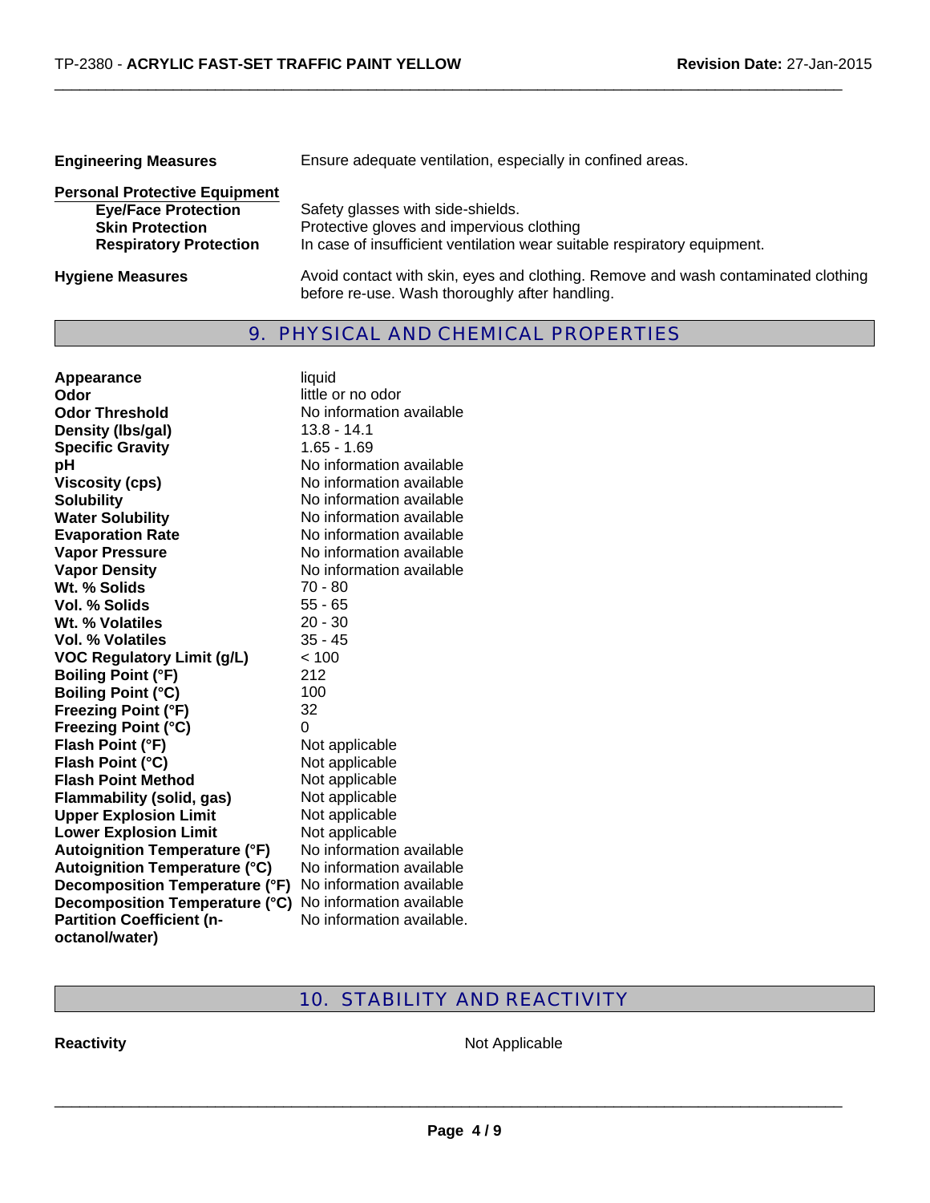| | |
|---|---|
| **Engineering Measures** | Ensure adequate ventilation, especially in confined areas. |

**Personal Protective Equipment**

| | |
|---|---|
| **Eye/Face Protection** | Safety glasses with side-shields. |
| **Skin Protection** | Protective gloves and impervious clothing |
| **Respiratory Protection** | In case of insufficient ventilation wear suitable respiratory equipment. |

| | |
|---|---|
| **Hygiene Measures** | Avoid contact with skin, eyes and clothing. Remove and wash contaminated clothing before re-use. Wash thoroughly after handling. |

## 9. PHYSICAL AND CHEMICAL PROPERTIES

| | |
|---|---|
| **Appearance** | liquid |
| **Odor** | little or no odor |
| **Odor Threshold** | No information available |
| **Density (lbs/gal)** | 13.8 - 14.1 |
| **Specific Gravity** | 1.65 - 1.69 |
| **pH** | No information available |
| **Viscosity (cps)** | No information available |
| **Solubility** | No information available |
| **Water Solubility** | No information available |
| **Evaporation Rate** | No information available |
| **Vapor Pressure** | No information available |
| **Vapor Density** | No information available |
| **Wt. % Solids** | 70 - 80 |
| **Vol. % Solids** | 55 - 65 |
| **Wt. % Volatiles** | 20 - 30 |
| **Vol. % Volatiles** | 35 - 45 |
| **VOC Regulatory Limit (g/L)** | < 100 |
| **Boiling Point (°F)** | 212 |
| **Boiling Point (°C)** | 100 |
| **Freezing Point (°F)** | 32 |
| **Freezing Point (°C)** | 0 |
| **Flash Point (°F)** | Not applicable |
| **Flash Point (°C)** | Not applicable |
| **Flash Point Method** | Not applicable |
| **Flammability (solid, gas)** | Not applicable |
| **Upper Explosion Limit** | Not applicable |
| **Lower Explosion Limit** | Not applicable |
| **Autoignition Temperature (°F)** | No information available |
| **Autoignition Temperature (°C)** | No information available |
| **Decomposition Temperature (°F)** | No information available |
| **Decomposition Temperature (°C)** | No information available |
| **Partition Coefficient (n-octanol/water)** | No information available. |

## 10. STABILITY AND REACTIVITY

| | |
|---|---|
| **Reactivity** | Not Applicable |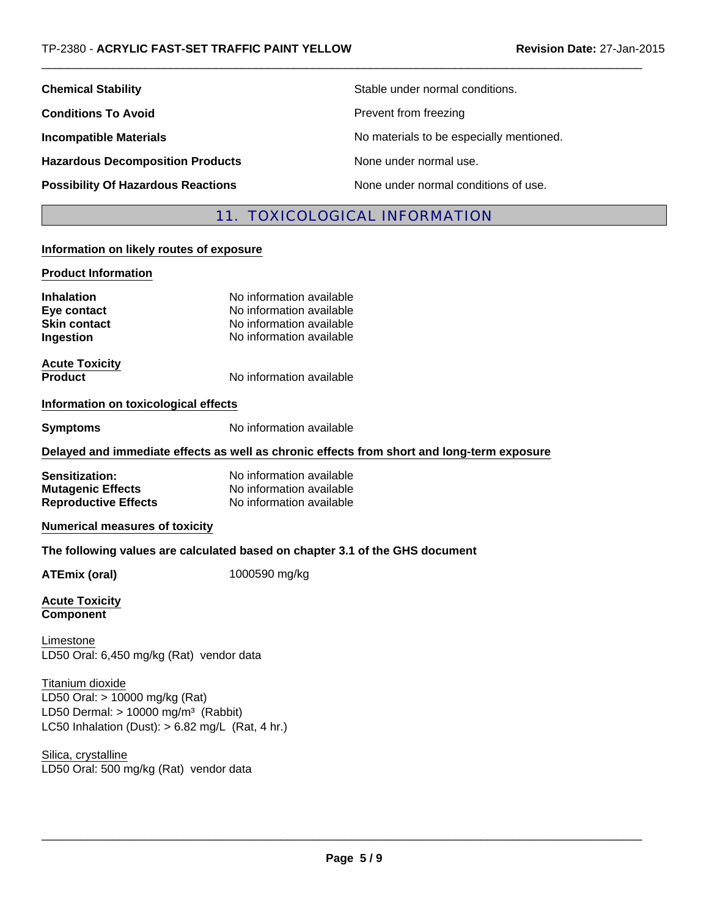| | |
|---|---|
| **Chemical Stability** | Stable under normal conditions. |
| **Conditions To Avoid** | Prevent from freezing |
| **Incompatible Materials** | No materials to be especially mentioned. |
| **Hazardous Decomposition Products** | None under normal use. |
| **Possibility Of Hazardous Reactions** | None under normal conditions of use. |

## 11. TOXICOLOGICAL INFORMATION

**Information on likely routes of exposure**

**Product Information**

| | |
|---|---|
| **Inhalation** | No information available |
| **Eye contact** | No information available |
| **Skin contact** | No information available |
| **Ingestion** | No information available |

**Acute Toxicity**

| | |
|---|---|
| **Product** | No information available |

**Information on toxicological effects**

| | |
|---|---|
| **Symptoms** | No information available |

**Delayed and immediate effects as well as chronic effects from short and long-term exposure**

| | |
|---|---|
| **Sensitization:** | No information available |
| **Mutagenic Effects** | No information available |
| **Reproductive Effects** | No information available |

**Numerical measures of toxicity**

**The following values are calculated based on chapter 3.1 of the GHS document**

| | |
|---|---|
| **ATEmix (oral)** | 1000590 mg/kg |

**Acute Toxicity**
**Component**

Limestone
LD50 Oral: 6,450 mg/kg (Rat) vendor data

Titanium dioxide
LD50 Oral: > 10000 mg/kg (Rat)
LD50 Dermal: > 10000 mg/m³ (Rabbit)
LC50 Inhalation (Dust): > 6.82 mg/L (Rat, 4 hr.)

Silica, crystalline
LD50 Oral: 500 mg/kg (Rat) vendor data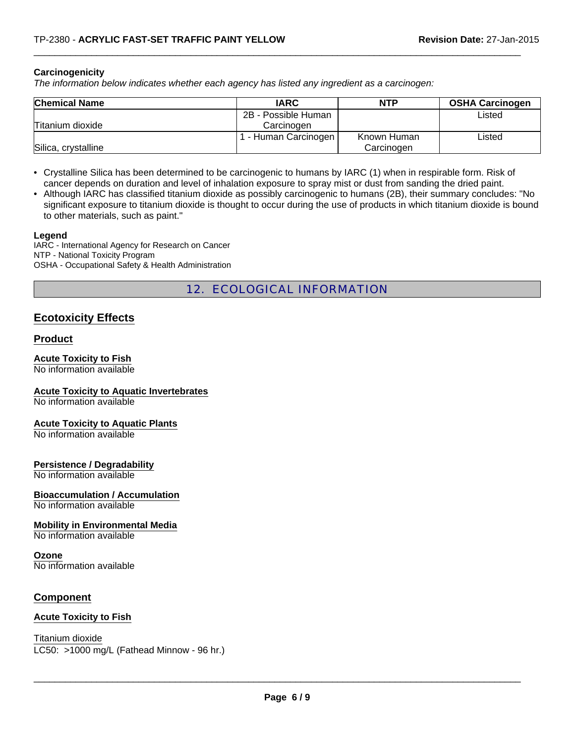### Carcinogenicity

*The information below indicates whether each agency has listed any ingredient as a carcinogen:*

| Chemical Name | IARC | NTP | OSHA Carcinogen |
|---|---|---|---|
| Titanium dioxide | 2B - Possible Human Carcinogen | | Listed |
| Silica, crystalline | 1 - Human Carcinogen | Known Human Carcinogen | Listed |

- Crystalline Silica has been determined to be carcinogenic to humans by IARC (1) when in respirable form. Risk of cancer depends on duration and level of inhalation exposure to spray mist or dust from sanding the dried paint.
- Although IARC has classified titanium dioxide as possibly carcinogenic to humans (2B), their summary concludes: "No significant exposure to titanium dioxide is thought to occur during the use of products in which titanium dioxide is bound to other materials, such as paint."

**Legend**

IARC - International Agency for Research on Cancer
NTP - National Toxicity Program
OSHA - Occupational Safety & Health Administration

## 12. ECOLOGICAL INFORMATION

### Ecotoxicity Effects

#### Product

**Acute Toxicity to Fish**
No information available

**Acute Toxicity to Aquatic Invertebrates**
No information available

**Acute Toxicity to Aquatic Plants**
No information available

**Persistence / Degradability**
No information available

**Bioaccumulation / Accumulation**
No information available

**Mobility in Environmental Media**
No information available

**Ozone**
No information available

#### Component

**Acute Toxicity to Fish**

Titanium dioxide
LC50: >1000 mg/L (Fathead Minnow - 96 hr.)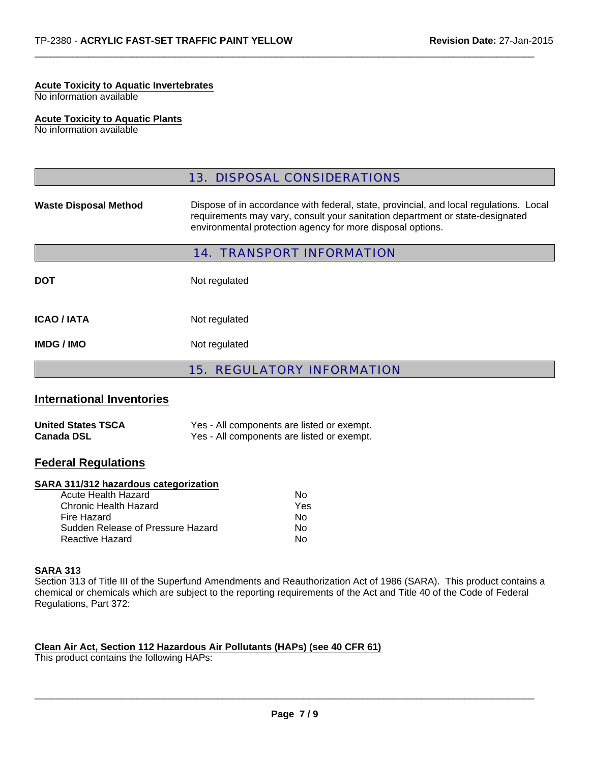**Acute Toxicity to Aquatic Invertebrates**
No information available

**Acute Toxicity to Aquatic Plants**
No information available

## 13. DISPOSAL CONSIDERATIONS

| | |
|---|---|
| **Waste Disposal Method** | Dispose of in accordance with federal, state, provincial, and local regulations. Local requirements may vary, consult your sanitation department or state-designated environmental protection agency for more disposal options. |

## 14. TRANSPORT INFORMATION

| | |
|---|---|
| **DOT** | Not regulated |
| **ICAO / IATA** | Not regulated |
| **IMDG / IMO** | Not regulated |

## 15. REGULATORY INFORMATION

### International Inventories

| | |
|---|---|
| **United States TSCA** | Yes - All components are listed or exempt. |
| **Canada DSL** | Yes - All components are listed or exempt. |

### Federal Regulations

**SARA 311/312 hazardous categorization**

| | |
|---|---|
| Acute Health Hazard | No |
| Chronic Health Hazard | Yes |
| Fire Hazard | No |
| Sudden Release of Pressure Hazard | No |
| Reactive Hazard | No |

**SARA 313**
Section 313 of Title III of the Superfund Amendments and Reauthorization Act of 1986 (SARA). This product contains a chemical or chemicals which are subject to the reporting requirements of the Act and Title 40 of the Code of Federal Regulations, Part 372:

**Clean Air Act, Section 112 Hazardous Air Pollutants (HAPs) (see 40 CFR 61)**
This product contains the following HAPs: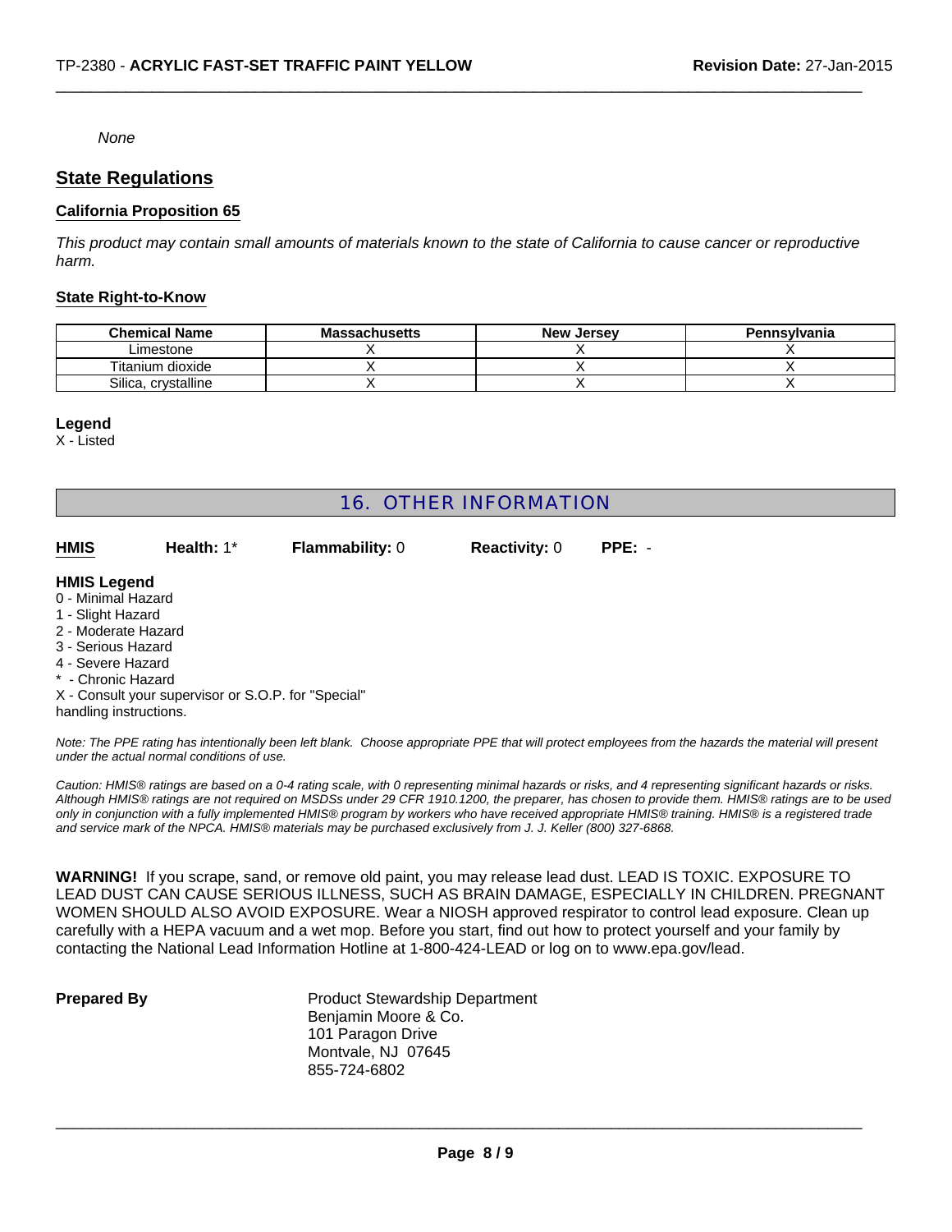*None*

## State Regulations

### California Proposition 65

*This product may contain small amounts of materials known to the state of California to cause cancer or reproductive harm.*

### State Right-to-Know

| Chemical Name | Massachusetts | New Jersey | Pennsylvania |
|---|---|---|---|
| Limestone | X | X | X |
| Titanium dioxide | X | X | X |
| Silica, crystalline | X | X | X |

**Legend**
X - Listed

## 16. OTHER INFORMATION

**HMIS** **Health:** 1* **Flammability:** 0 **Reactivity:** 0 **PPE:** -

**HMIS Legend**
0 - Minimal Hazard
1 - Slight Hazard
2 - Moderate Hazard
3 - Serious Hazard
4 - Severe Hazard
* - Chronic Hazard
X - Consult your supervisor or S.O.P. for "Special" handling instructions.

*Note: The PPE rating has intentionally been left blank. Choose appropriate PPE that will protect employees from the hazards the material will present under the actual normal conditions of use.*

*Caution: HMIS® ratings are based on a 0-4 rating scale, with 0 representing minimal hazards or risks, and 4 representing significant hazards or risks. Although HMIS® ratings are not required on MSDSs under 29 CFR 1910.1200, the preparer, has chosen to provide them. HMIS® ratings are to be used only in conjunction with a fully implemented HMIS® program by workers who have received appropriate HMIS® training. HMIS® is a registered trade and service mark of the NPCA. HMIS® materials may be purchased exclusively from J. J. Keller (800) 327-6868.*

**WARNING!** If you scrape, sand, or remove old paint, you may release lead dust. LEAD IS TOXIC. EXPOSURE TO LEAD DUST CAN CAUSE SERIOUS ILLNESS, SUCH AS BRAIN DAMAGE, ESPECIALLY IN CHILDREN. PREGNANT WOMEN SHOULD ALSO AVOID EXPOSURE. Wear a NIOSH approved respirator to control lead exposure. Clean up carefully with a HEPA vacuum and a wet mop. Before you start, find out how to protect yourself and your family by contacting the National Lead Information Hotline at 1-800-424-LEAD or log on to www.epa.gov/lead.

**Prepared By**

Product Stewardship Department
Benjamin Moore & Co.
101 Paragon Drive
Montvale, NJ 07645
855-724-6802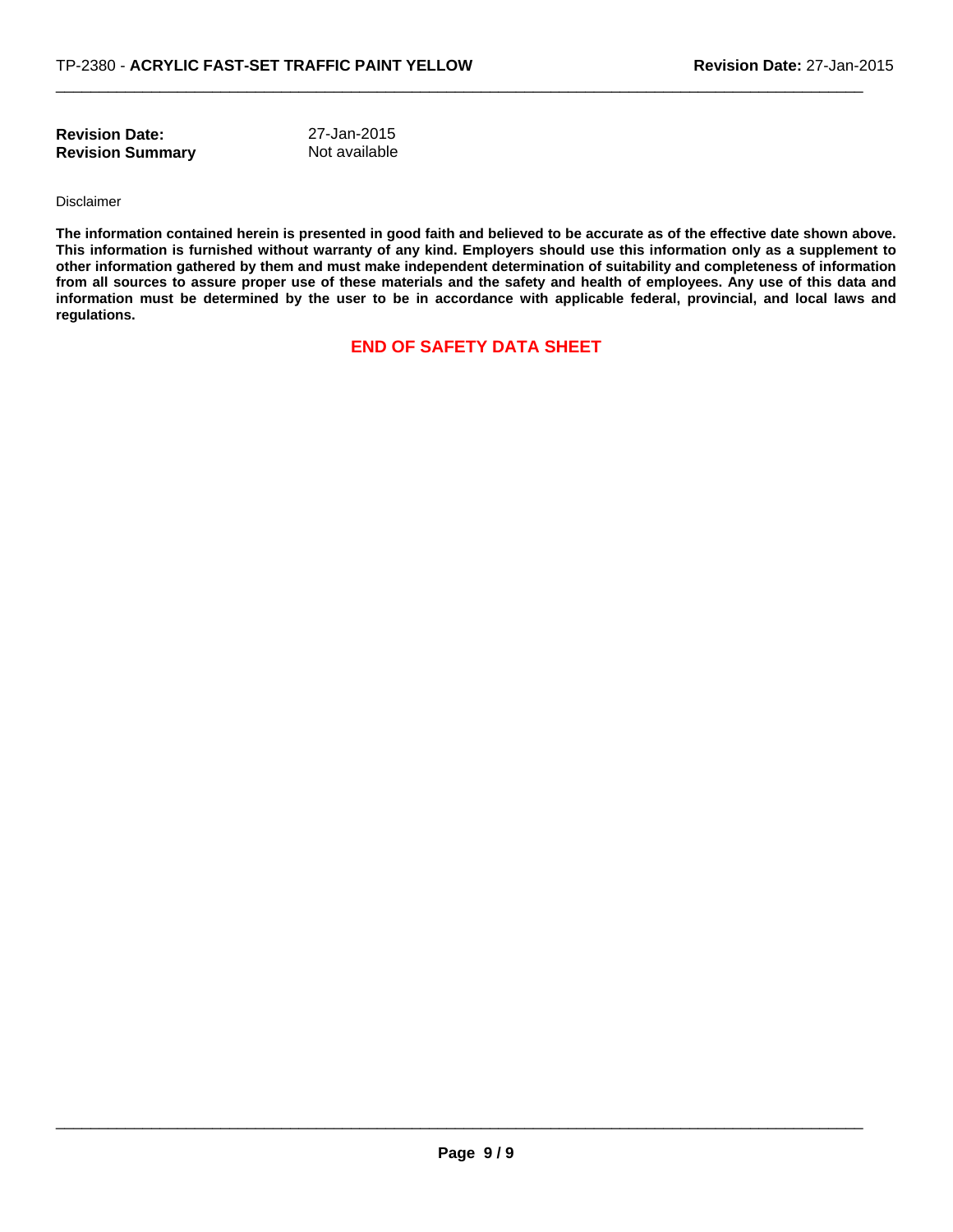**Revision Date:** 27-Jan-2015
**Revision Summary** Not available

Disclaimer

**The information contained herein is presented in good faith and believed to be accurate as of the effective date shown above. This information is furnished without warranty of any kind. Employers should use this information only as a supplement to other information gathered by them and must make independent determination of suitability and completeness of information from all sources to assure proper use of these materials and the safety and health of employees. Any use of this data and information must be determined by the user to be in accordance with applicable federal, provincial, and local laws and regulations.**

**END OF SAFETY DATA SHEET**